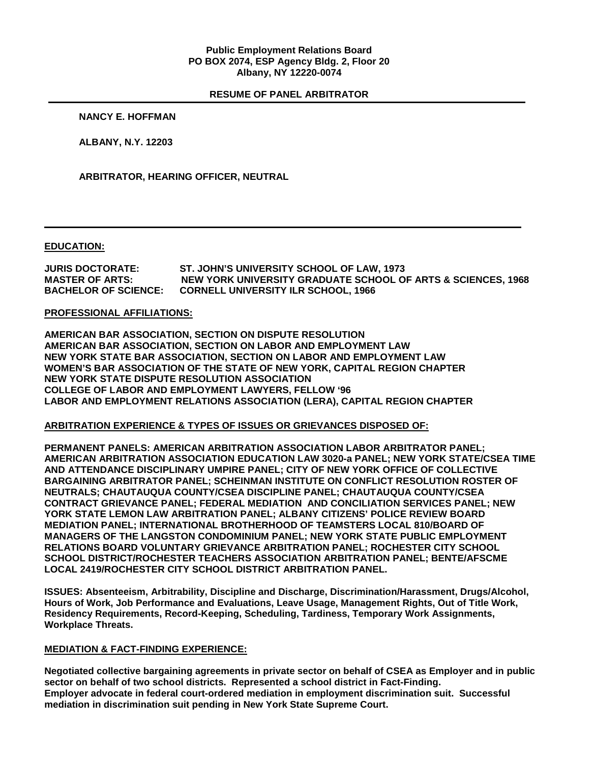**Public Employment Relations Board**
**PO BOX 2074, ESP Agency Bldg. 2, Floor 20**
**Albany, NY 12220-0074**

**RESUME OF PANEL ARBITRATOR**

---

**NANCY E. HOFFMAN**

**ALBANY, N.Y. 12203**

**ARBITRATOR, HEARING OFFICER, NEUTRAL**

---

## EDUCATION:

**JURIS DOCTORATE:** ST. JOHN'S UNIVERSITY SCHOOL OF LAW, 1973
**MASTER OF ARTS:** NEW YORK UNIVERSITY GRADUATE SCHOOL OF ARTS & SCIENCES, 1968
**BACHELOR OF SCIENCE:** CORNELL UNIVERSITY ILR SCHOOL, 1966

## PROFESSIONAL AFFILIATIONS:

AMERICAN BAR ASSOCIATION, SECTION ON DISPUTE RESOLUTION
AMERICAN BAR ASSOCIATION, SECTION ON LABOR AND EMPLOYMENT LAW
NEW YORK STATE BAR ASSOCIATION, SECTION ON LABOR AND EMPLOYMENT LAW
WOMEN'S BAR ASSOCIATION OF THE STATE OF NEW YORK, CAPITAL REGION CHAPTER
NEW YORK STATE DISPUTE RESOLUTION ASSOCIATION
COLLEGE OF LABOR AND EMPLOYMENT LAWYERS, FELLOW '96
LABOR AND EMPLOYMENT RELATIONS ASSOCIATION (LERA), CAPITAL REGION CHAPTER

## ARBITRATION EXPERIENCE & TYPES OF ISSUES OR GRIEVANCES DISPOSED OF:

**PERMANENT PANELS:** AMERICAN ARBITRATION ASSOCIATION LABOR ARBITRATOR PANEL; AMERICAN ARBITRATION ASSOCIATION EDUCATION LAW 3020-a PANEL; NEW YORK STATE/CSEA TIME AND ATTENDANCE DISCIPLINARY UMPIRE PANEL; CITY OF NEW YORK OFFICE OF COLLECTIVE BARGAINING ARBITRATOR PANEL; SCHEINMAN INSTITUTE ON CONFLICT RESOLUTION ROSTER OF NEUTRALS; CHAUTAUQUA COUNTY/CSEA DISCIPLINE PANEL; CHAUTAUQUA COUNTY/CSEA CONTRACT GRIEVANCE PANEL; FEDERAL MEDIATION AND CONCILIATION SERVICES PANEL; NEW YORK STATE LEMON LAW ARBITRATION PANEL; ALBANY CITIZENS' POLICE REVIEW BOARD MEDIATION PANEL; INTERNATIONAL BROTHERHOOD OF TEAMSTERS LOCAL 810/BOARD OF MANAGERS OF THE LANGSTON CONDOMINIUM PANEL; NEW YORK STATE PUBLIC EMPLOYMENT RELATIONS BOARD VOLUNTARY GRIEVANCE ARBITRATION PANEL; ROCHESTER CITY SCHOOL SCHOOL DISTRICT/ROCHESTER TEACHERS ASSOCIATION ARBITRATION PANEL; BENTE/AFSCME LOCAL 2419/ROCHESTER CITY SCHOOL DISTRICT ARBITRATION PANEL.

**ISSUES:** Absenteeism, Arbitrability, Discipline and Discharge, Discrimination/Harassment, Drugs/Alcohol, Hours of Work, Job Performance and Evaluations, Leave Usage, Management Rights, Out of Title Work, Residency Requirements, Record-Keeping, Scheduling, Tardiness, Temporary Work Assignments, Workplace Threats.

## MEDIATION & FACT-FINDING EXPERIENCE:

Negotiated collective bargaining agreements in private sector on behalf of CSEA as Employer and in public sector on behalf of two school districts. Represented a school district in Fact-Finding. Employer advocate in federal court-ordered mediation in employment discrimination suit. Successful mediation in discrimination suit pending in New York State Supreme Court.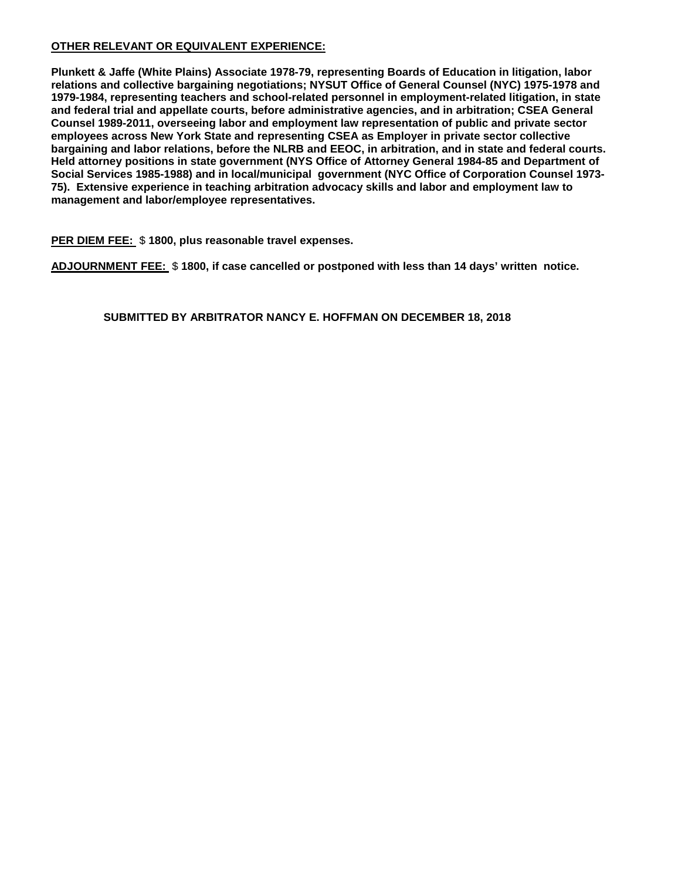**<u>OTHER RELEVANT OR EQUIVALENT EXPERIENCE:</u>**

**Plunkett & Jaffe (White Plains) Associate 1978-79, representing Boards of Education in litigation, labor relations and collective bargaining negotiations; NYSUT Office of General Counsel (NYC) 1975-1978 and 1979-1984, representing teachers and school-related personnel in employment-related litigation, in state and federal trial and appellate courts, before administrative agencies, and in arbitration; CSEA General Counsel 1989-2011, overseeing labor and employment law representation of public and private sector employees across New York State and representing CSEA as Employer in private sector collective bargaining and labor relations, before the NLRB and EEOC, in arbitration, and in state and federal courts. Held attorney positions in state government (NYS Office of Attorney General 1984-85 and Department of Social Services 1985-1988) and in local/municipal government (NYC Office of Corporation Counsel 1973-75). Extensive experience in teaching arbitration advocacy skills and labor and employment law to management and labor/employee representatives.**

**<u>PER DIEM FEE:</u>** $ **1800, plus reasonable travel expenses.**

**<u>ADJOURNMENT FEE:</u>** $ **1800, if case cancelled or postponed with less than 14 days' written notice.**

**SUBMITTED BY ARBITRATOR NANCY E. HOFFMAN ON DECEMBER 18, 2018**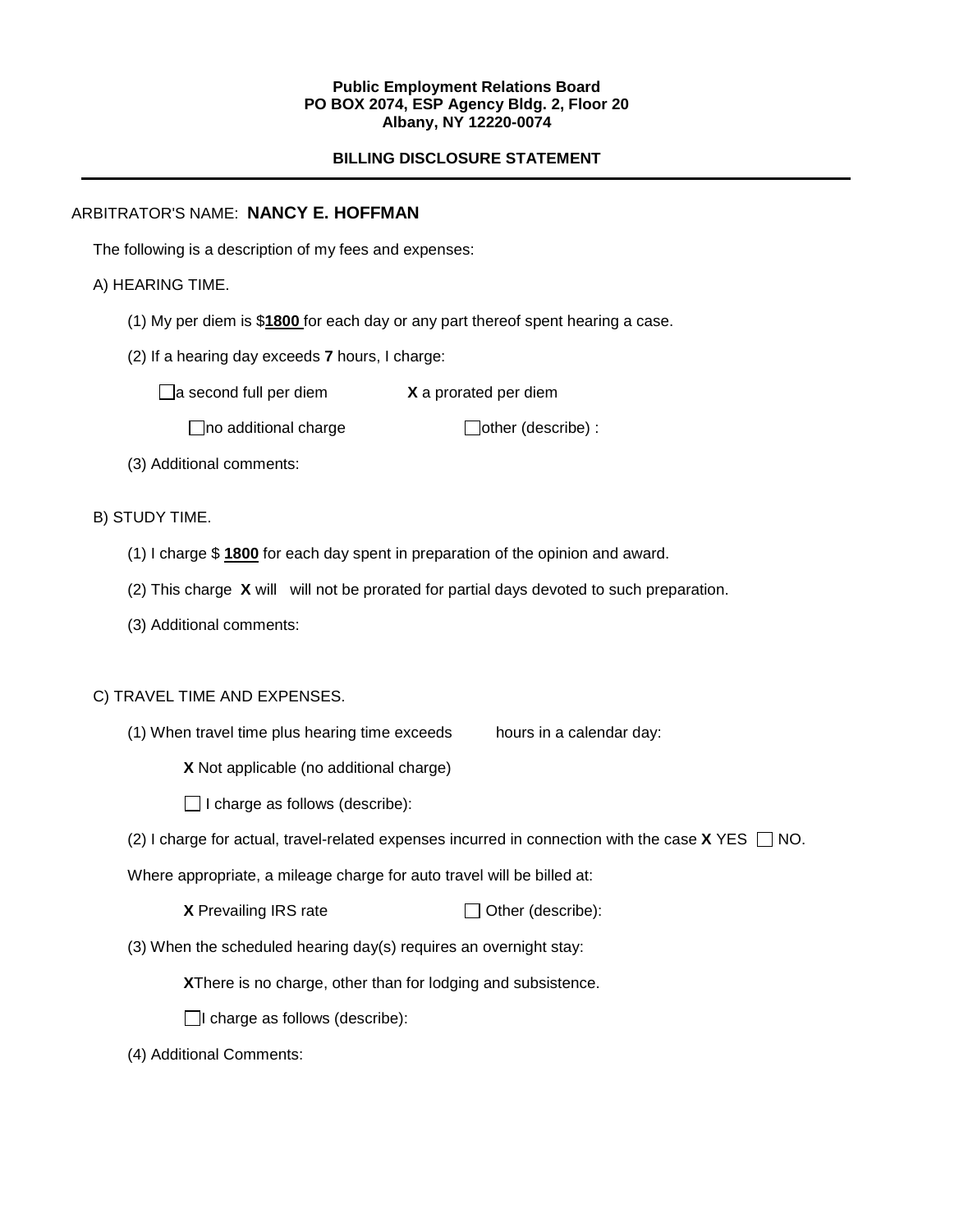**Public Employment Relations Board**
**PO BOX 2074, ESP Agency Bldg. 2, Floor 20**
**Albany, NY 12220-0074**

**BILLING DISCLOSURE STATEMENT**

---

ARBITRATOR'S NAME: **NANCY E. HOFFMAN**

The following is a description of my fees and expenses:

A) HEARING TIME.

(1) My per diem is $**1800** for each day or any part thereof spent hearing a case.

(2) If a hearing day exceeds **7** hours, I charge:

☐ a second full per diem **X** a prorated per diem

☐ no additional charge ☐ other (describe) :

(3) Additional comments:

B) STUDY TIME.

(1) I charge $ **1800** for each day spent in preparation of the opinion and award.

(2) This charge **X** will will not be prorated for partial days devoted to such preparation.

(3) Additional comments:

C) TRAVEL TIME AND EXPENSES.

(1) When travel time plus hearing time exceeds hours in a calendar day:

**X** Not applicable (no additional charge)

☐ I charge as follows (describe):

(2) I charge for actual, travel-related expenses incurred in connection with the case **X** YES ☐ NO.

Where appropriate, a mileage charge for auto travel will be billed at:

**X** Prevailing IRS rate ☐ Other (describe):

(3) When the scheduled hearing day(s) requires an overnight stay:

**X**There is no charge, other than for lodging and subsistence.

☐ I charge as follows (describe):

(4) Additional Comments: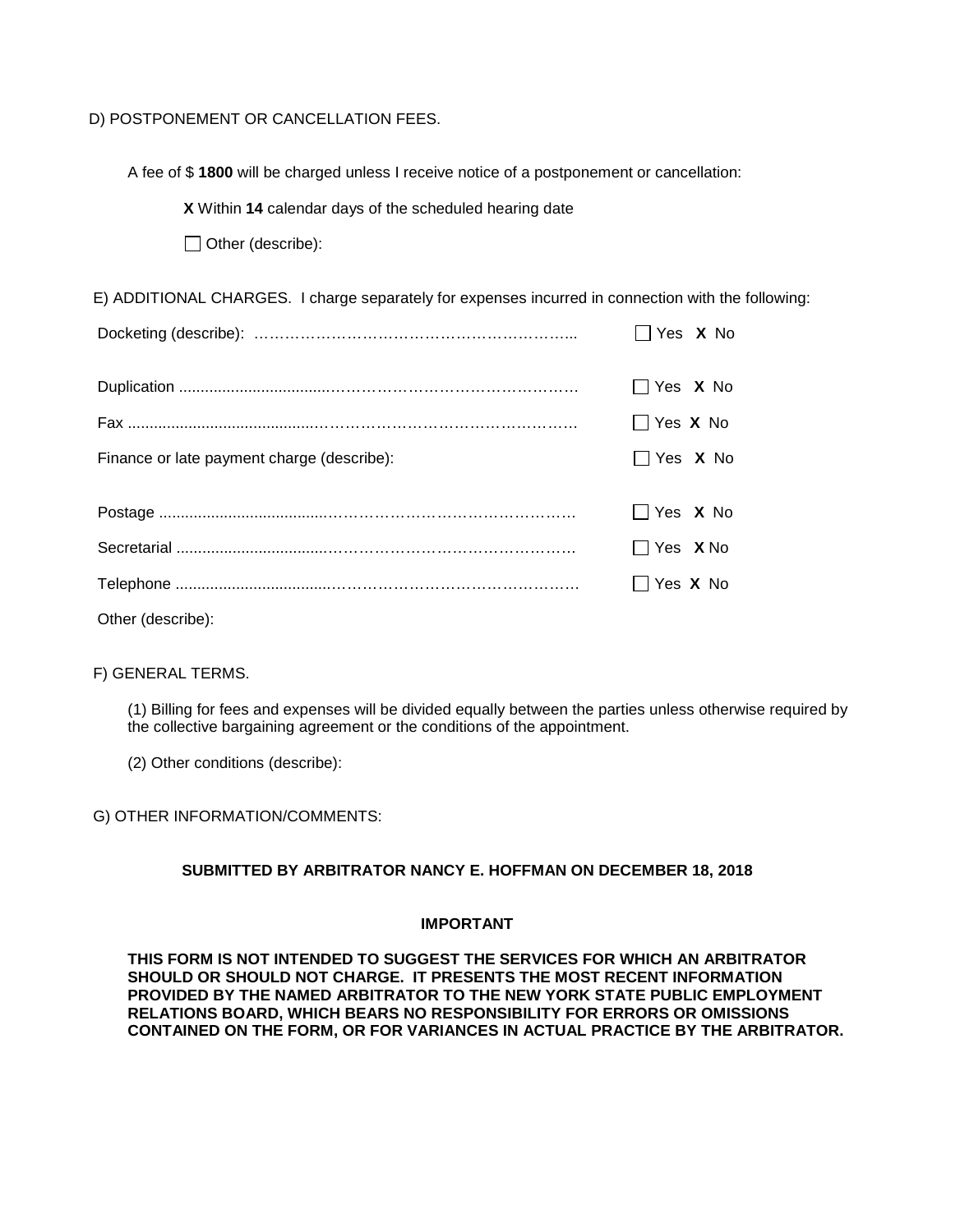D) POSTPONEMENT OR CANCELLATION FEES.

A fee of $ **1800** will be charged unless I receive notice of a postponement or cancellation:

**X** Within **14** calendar days of the scheduled hearing date

☐ Other (describe):

E) ADDITIONAL CHARGES. I charge separately for expenses incurred in connection with the following:

| | |
|---|---|
| Docketing (describe): ………………………………………………….. | ☐ Yes **X** No |
| Duplication ……………………………………………………… | ☐ Yes **X** No |
| Fax ……………………………………………………………… | ☐ Yes **X** No |
| Finance or late payment charge (describe): | ☐ Yes **X** No |
| Postage …………………………………………………………… | ☐ Yes **X** No |
| Secretarial ……………………………………………………… | ☐ Yes **X** No |
| Telephone ……………………………………………………… | ☐ Yes **X** No |
| Other (describe): | |

F) GENERAL TERMS.

(1) Billing for fees and expenses will be divided equally between the parties unless otherwise required by the collective bargaining agreement or the conditions of the appointment.

(2) Other conditions (describe):

G) OTHER INFORMATION/COMMENTS:

**SUBMITTED BY ARBITRATOR NANCY E. HOFFMAN ON DECEMBER 18, 2018**

**IMPORTANT**

**THIS FORM IS NOT INTENDED TO SUGGEST THE SERVICES FOR WHICH AN ARBITRATOR SHOULD OR SHOULD NOT CHARGE. IT PRESENTS THE MOST RECENT INFORMATION PROVIDED BY THE NAMED ARBITRATOR TO THE NEW YORK STATE PUBLIC EMPLOYMENT RELATIONS BOARD, WHICH BEARS NO RESPONSIBILITY FOR ERRORS OR OMISSIONS CONTAINED ON THE FORM, OR FOR VARIANCES IN ACTUAL PRACTICE BY THE ARBITRATOR.**